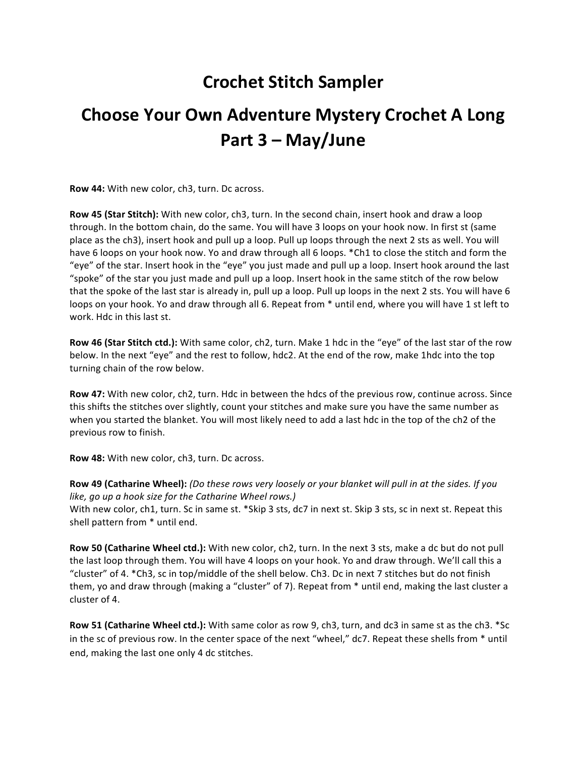# Crochet Stitch Sampler

# Choose Your Own Adventure Mystery Crochet A Long Part 3 – May/June

**Row 44:** With new color, ch3, turn. Dc across.

**Row 45 (Star Stitch):** With new color, ch3, turn. In the second chain, insert hook and draw a loop through. In the bottom chain, do the same. You will have 3 loops on your hook now. In first st (same place as the ch3), insert hook and pull up a loop. Pull up loops through the next 2 sts as well. You will have 6 loops on your hook now. Yo and draw through all 6 loops. *Ch1 to close the stitch and form the "eye" of the star. Insert hook in the "eye" you just made and pull up a loop. Insert hook around the last "spoke" of the star you just made and pull up a loop. Insert hook in the same stitch of the row below that the spoke of the last star is already in, pull up a loop. Pull up loops in the next 2 sts. You will have 6 loops on your hook. Yo and draw through all 6. Repeat from * until end, where you will have 1 st left to work. Hdc in this last st.

**Row 46 (Star Stitch ctd.):** With same color, ch2, turn. Make 1 hdc in the "eye" of the last star of the row below. In the next "eye" and the rest to follow, hdc2. At the end of the row, make 1hdc into the top turning chain of the row below.

**Row 47:** With new color, ch2, turn. Hdc in between the hdcs of the previous row, continue across. Since this shifts the stitches over slightly, count your stitches and make sure you have the same number as when you started the blanket. You will most likely need to add a last hdc in the top of the ch2 of the previous row to finish.

**Row 48:** With new color, ch3, turn. Dc across.

**Row 49 (Catharine Wheel):** *(Do these rows very loosely or your blanket will pull in at the sides. If you like, go up a hook size for the Catharine Wheel rows.)*
With new color, ch1, turn. Sc in same st. *Skip 3 sts, dc7 in next st. Skip 3 sts, sc in next st. Repeat this shell pattern from * until end.

**Row 50 (Catharine Wheel ctd.):** With new color, ch2, turn. In the next 3 sts, make a dc but do not pull the last loop through them. You will have 4 loops on your hook. Yo and draw through. We'll call this a "cluster" of 4. *Ch3, sc in top/middle of the shell below. Ch3. Dc in next 7 stitches but do not finish them, yo and draw through (making a "cluster" of 7). Repeat from * until end, making the last cluster a cluster of 4.

**Row 51 (Catharine Wheel ctd.):** With same color as row 9, ch3, turn, and dc3 in same st as the ch3. *Sc in the sc of previous row. In the center space of the next "wheel," dc7. Repeat these shells from * until end, making the last one only 4 dc stitches.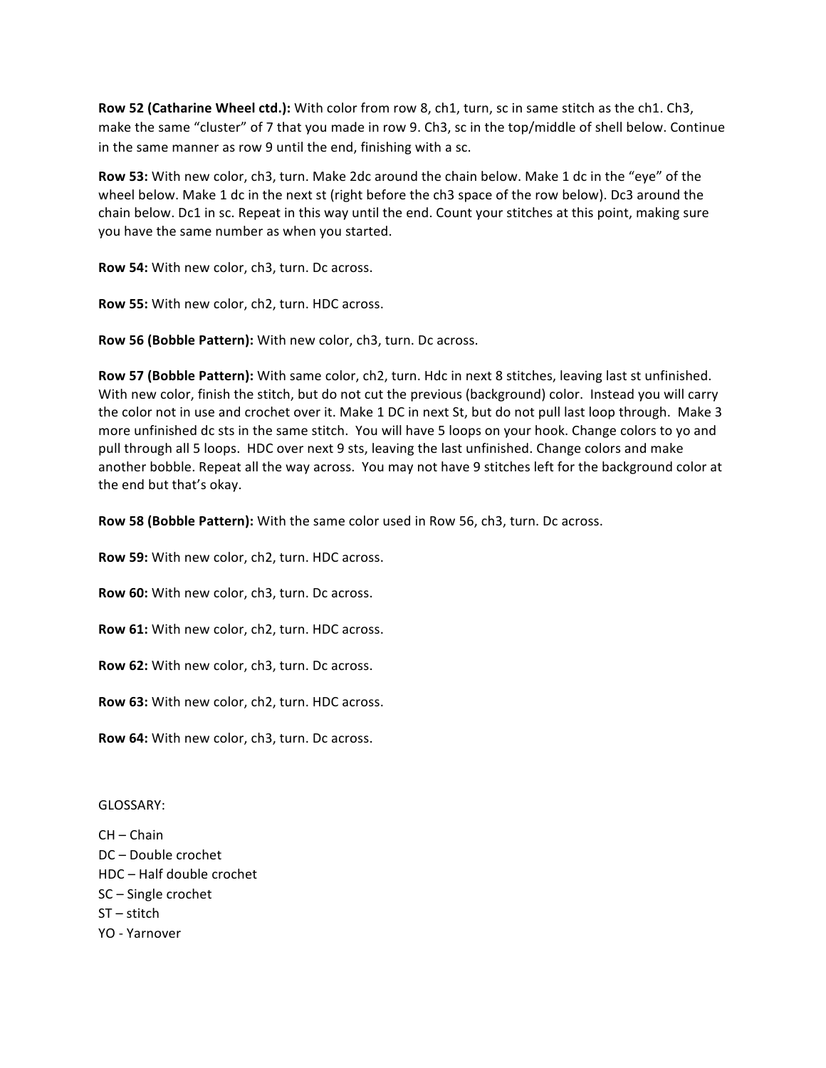**Row 52 (Catharine Wheel ctd.):** With color from row 8, ch1, turn, sc in same stitch as the ch1. Ch3, make the same "cluster" of 7 that you made in row 9. Ch3, sc in the top/middle of shell below. Continue in the same manner as row 9 until the end, finishing with a sc.

**Row 53:** With new color, ch3, turn. Make 2dc around the chain below. Make 1 dc in the "eye" of the wheel below. Make 1 dc in the next st (right before the ch3 space of the row below). Dc3 around the chain below. Dc1 in sc. Repeat in this way until the end. Count your stitches at this point, making sure you have the same number as when you started.

**Row 54:** With new color, ch3, turn. Dc across.

**Row 55:** With new color, ch2, turn. HDC across.

**Row 56 (Bobble Pattern):** With new color, ch3, turn. Dc across.

**Row 57 (Bobble Pattern):** With same color, ch2, turn. Hdc in next 8 stitches, leaving last st unfinished. With new color, finish the stitch, but do not cut the previous (background) color. Instead you will carry the color not in use and crochet over it. Make 1 DC in next St, but do not pull last loop through. Make 3 more unfinished dc sts in the same stitch. You will have 5 loops on your hook. Change colors to yo and pull through all 5 loops. HDC over next 9 sts, leaving the last unfinished. Change colors and make another bobble. Repeat all the way across. You may not have 9 stitches left for the background color at the end but that's okay.

**Row 58 (Bobble Pattern):** With the same color used in Row 56, ch3, turn. Dc across.

**Row 59:** With new color, ch2, turn. HDC across.

**Row 60:** With new color, ch3, turn. Dc across.

**Row 61:** With new color, ch2, turn. HDC across.

**Row 62:** With new color, ch3, turn. Dc across.

**Row 63:** With new color, ch2, turn. HDC across.

**Row 64:** With new color, ch3, turn. Dc across.

GLOSSARY:

CH – Chain
DC – Double crochet
HDC – Half double crochet
SC – Single crochet
ST – stitch
YO - Yarnover